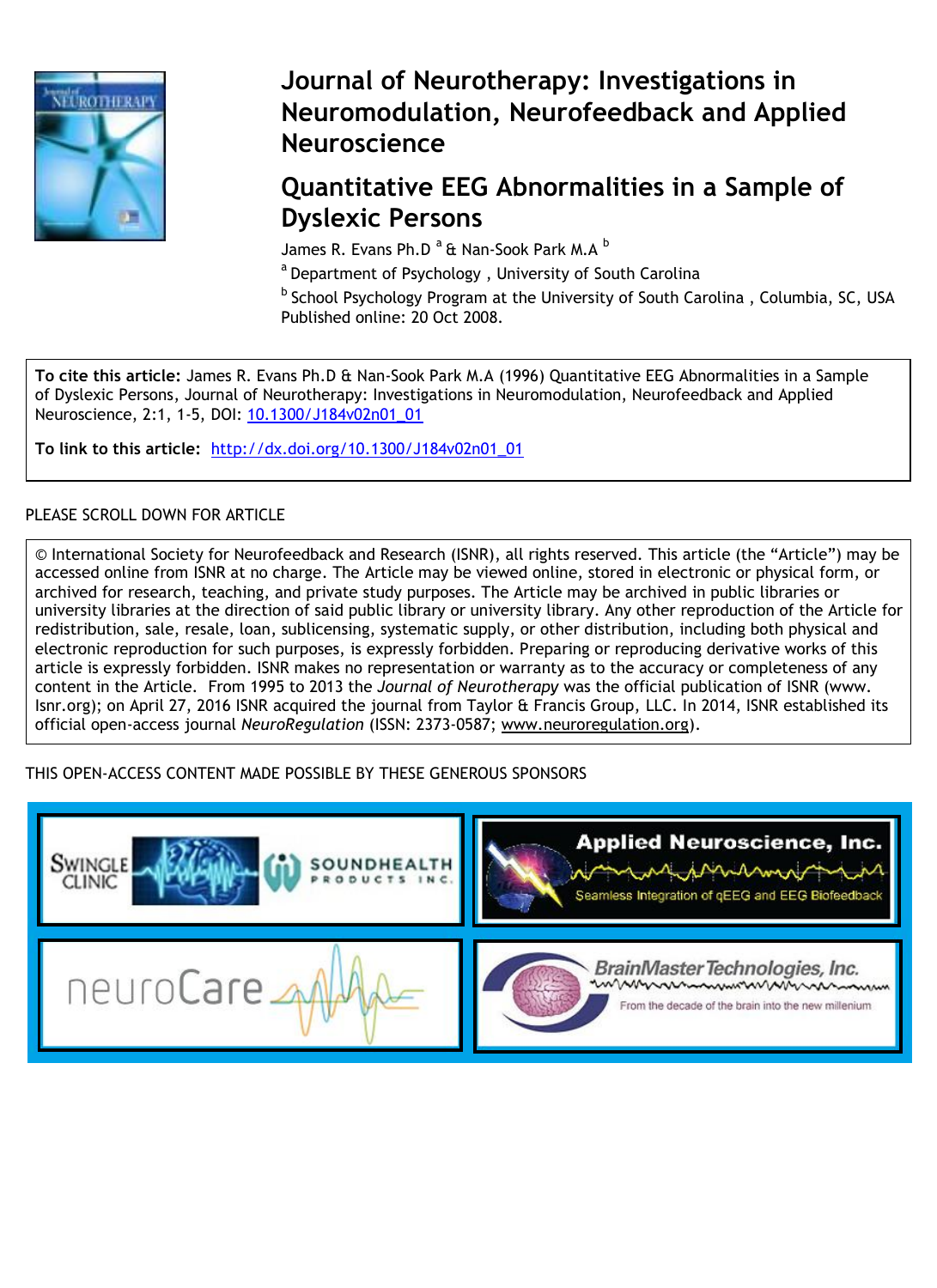# Journal of Neurotherapy: Investigations in Neuromodulation, Neurofeedback and Applied Neuroscience

## Quantitative EEG Abnormalities in a Sample of Dyslexic Persons

James R. Evans Ph.D [a] & Nan-Sook Park M.A [b]

[a] Department of Psychology , University of South Carolina

[b] School Psychology Program at the University of South Carolina , Columbia, SC, USA

Published online: 20 Oct 2008.

**To cite this article:** James R. Evans Ph.D & Nan-Sook Park M.A (1996) Quantitative EEG Abnormalities in a Sample of Dyslexic Persons, Journal of Neurotherapy: Investigations in Neuromodulation, Neurofeedback and Applied Neuroscience, 2:1, 1-5, DOI: 10.1300/J184v02n01_01

**To link to this article:** http://dx.doi.org/10.1300/J184v02n01_01

PLEASE SCROLL DOWN FOR ARTICLE

© International Society for Neurofeedback and Research (ISNR), all rights reserved. This article (the "Article") may be accessed online from ISNR at no charge. The Article may be viewed online, stored in electronic or physical form, or archived for research, teaching, and private study purposes. The Article may be archived in public libraries or university libraries at the direction of said public library or university library. Any other reproduction of the Article for redistribution, sale, resale, loan, sublicensing, systematic supply, or other distribution, including both physical and electronic reproduction for such purposes, is expressly forbidden. Preparing or reproducing derivative works of this article is expressly forbidden. ISNR makes no representation or warranty as to the accuracy or completeness of any content in the Article. From 1995 to 2013 the *Journal of Neurotherapy* was the official publication of ISNR (www.Isnr.org); on April 27, 2016 ISNR acquired the journal from Taylor & Francis Group, LLC. In 2014, ISNR established its official open-access journal *NeuroRegulation* (ISSN: 2373-0587; www.neuroregulation.org).

THIS OPEN-ACCESS CONTENT MADE POSSIBLE BY THESE GENEROUS SPONSORS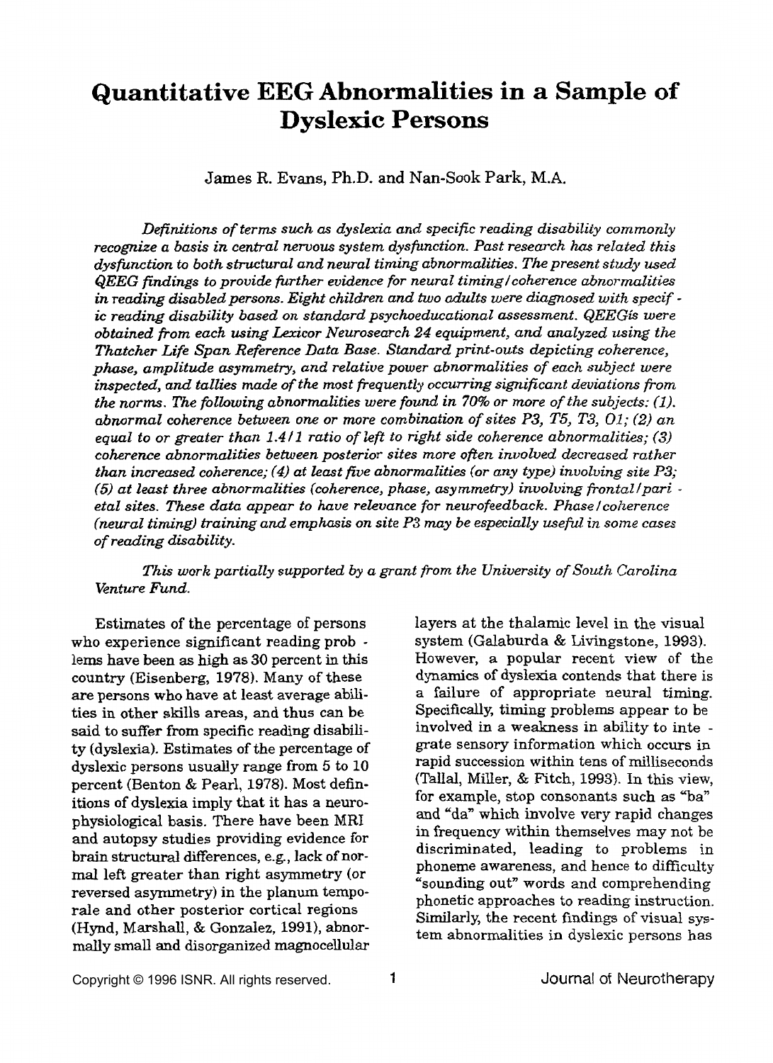# Quantitative EEG Abnormalities in a Sample of Dyslexic Persons

James R. Evans, Ph.D. and Nan-Sook Park, M.A.

*Definitions of terms such as dyslexia and specific reading disability commonly recognize a basis in central nervous system dysfunction. Past research has related this dysfunction to both structural and neural timing abnormalities. The present study used QEEG findings to provide further evidence for neural timing/coherence abnormalities in reading disabled persons. Eight children and two adults were diagnosed with specific reading disability based on standard psychoeducational assessment. QEEG's were obtained from each using Lexicor Neurosearch 24 equipment, and analyzed using the Thatcher Life Span Reference Data Base. Standard print-outs depicting coherence, phase, amplitude asymmetry, and relative power abnormalities of each subject were inspected, and tallies made of the most frequently occurring significant deviations from the norms. The following abnormalities were found in 70% or more of the subjects: (1). abnormal coherence between one or more combination of sites P3, T5, T3, O1; (2) an equal to or greater than 1.4/1 ratio of left to right side coherence abnormalities; (3) coherence abnormalities between posterior sites more often involved decreased rather than increased coherence; (4) at least five abnormalities (or any type) involving site P3; (5) at least three abnormalities (coherence, phase, asymmetry) involving frontal/parietal sites. These data appear to have relevance for neurofeedback. Phase/coherence (neural timing) training and emphasis on site P3 may be especially useful in some cases of reading disability.*

*This work partially supported by a grant from the University of South Carolina Venture Fund.*

Estimates of the percentage of persons who experience significant reading problems have been as high as 30 percent in this country (Eisenberg, 1978). Many of these are persons who have at least average abilities in other skills areas, and thus can be said to suffer from specific reading disability (dyslexia). Estimates of the percentage of dyslexic persons usually range from 5 to 10 percent (Benton & Pearl, 1978). Most definitions of dyslexia imply that it has a neurophysiological basis. There have been MRI and autopsy studies providing evidence for brain structural differences, e.g., lack of normal left greater than right asymmetry (or reversed asymmetry) in the planum temporale and other posterior cortical regions (Hynd, Marshall, & Gonzalez, 1991), abnormally small and disorganized magnocellular layers at the thalamic level in the visual system (Galaburda & Livingstone, 1993). However, a popular recent view of the dynamics of dyslexia contends that there is a failure of appropriate neural timing. Specifically, timing problems appear to be involved in a weakness in ability to integrate sensory information which occurs in rapid succession within tens of milliseconds (Tallal, Miller, & Fitch, 1993). In this view, for example, stop consonants such as "ba" and "da" which involve very rapid changes in frequency within themselves may not be discriminated, leading to problems in phoneme awareness, and hence to difficulty "sounding out" words and comprehending phonetic approaches to reading instruction. Similarly, the recent findings of visual system abnormalities in dyslexic persons has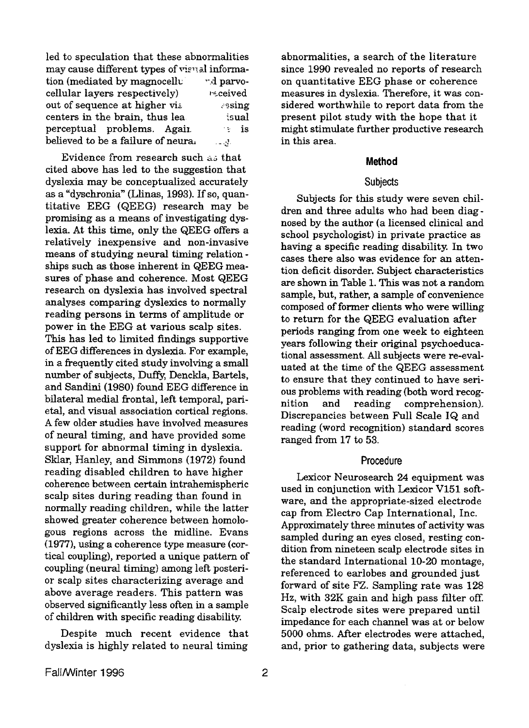led to speculation that these abnormalities may cause different types of visual information (mediated by magnocellular and parvocellular layers respectively) received out of sequence at higher visual processing centers in the brain, thus leading to visual perceptual problems. Again, the problem is believed to be a failure of neural timing.

Evidence from research such as that cited above has led to the suggestion that dyslexia may be conceptualized accurately as a "dyschronia" (Llinas, 1993). If so, quantitative EEG (QEEG) research may be promising as a means of investigating dyslexia. At this time, only the QEEG offers a relatively inexpensive and non-invasive means of studying neural timing relationships such as those inherent in QEEG measures of phase and coherence. Most QEEG research on dyslexia has involved spectral analyses comparing dyslexics to normally reading persons in terms of amplitude or power in the EEG at various scalp sites. This has led to limited findings supportive of EEG differences in dyslexia. For example, in a frequently cited study involving a small number of subjects, Duffy, Denckla, Bartels, and Sandini (1980) found EEG difference in bilateral medial frontal, left temporal, parietal, and visual association cortical regions. A few older studies have involved measures of neural timing, and have provided some support for abnormal timing in dyslexia. Sklar, Hanley, and Simmons (1972) found reading disabled children to have higher coherence between certain intrahemispheric scalp sites during reading than found in normally reading children, while the latter showed greater coherence between homologous regions across the midline. Evans (1977), using a coherence type measure (cortical coupling), reported a unique pattern of coupling (neural timing) among left posterior scalp sites characterizing average and above average readers. This pattern was observed significantly less often in a sample of children with specific reading disability.

Despite much recent evidence that dyslexia is highly related to neural timing abnormalities, a search of the literature since 1990 revealed no reports of research on quantitative EEG phase or coherence measures in dyslexia. Therefore, it was considered worthwhile to report data from the present pilot study with the hope that it might stimulate further productive research in this area.

## Method

### Subjects

Subjects for this study were seven children and three adults who had been diagnosed by the author (a licensed clinical and school psychologist) in private practice as having a specific reading disability. In two cases there also was evidence for an attention deficit disorder. Subject characteristics are shown in Table 1. This was not a random sample, but, rather, a sample of convenience composed of former clients who were willing to return for the QEEG evaluation after periods ranging from one week to eighteen years following their original psychoeducational assessment. All subjects were re-evaluated at the time of the QEEG assessment to ensure that they continued to have serious problems with reading (both word recognition and reading comprehension). Discrepancies between Full Scale IQ and reading (word recognition) standard scores ranged from 17 to 53.

### Procedure

Lexicor Neurosearch 24 equipment was used in conjunction with Lexicor V151 software, and the appropriate-sized electrode cap from Electro Cap International, Inc. Approximately three minutes of activity was sampled during an eyes closed, resting condition from nineteen scalp electrode sites in the standard International 10-20 montage, referenced to earlobes and grounded just forward of site FZ. Sampling rate was 128 Hz, with 32K gain and high pass filter off. Scalp electrode sites were prepared until impedance for each channel was at or below 5000 ohms. After electrodes were attached, and, prior to gathering data, subjects were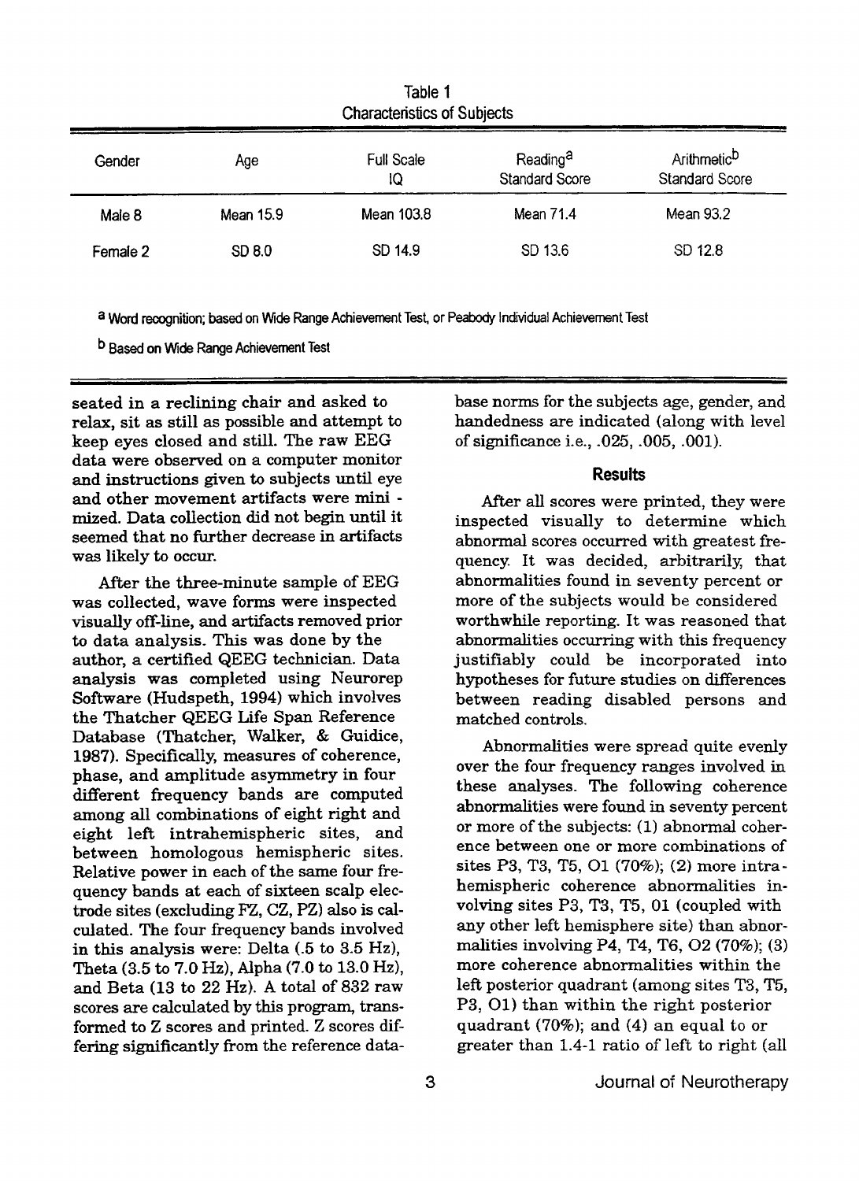Table 1
Characteristics of Subjects

| Gender | Age | Full Scale IQ | Reading[a] Standard Score | Arithmetic[b] Standard Score |
|---|---|---|---|---|
| Male 8 | Mean 15.9 | Mean 103.8 | Mean 71.4 | Mean 93.2 |
| Female 2 | SD 8.0 | SD 14.9 | SD 13.6 | SD 12.8 |

[a] Word recognition; based on Wide Range Achievement Test, or Peabody Individual Achievement Test

[b] Based on Wide Range Achievement Test

seated in a reclining chair and asked to relax, sit as still as possible and attempt to keep eyes closed and still. The raw EEG data were observed on a computer monitor and instructions given to subjects until eye and other movement artifacts were minimized. Data collection did not begin until it seemed that no further decrease in artifacts was likely to occur.

After the three-minute sample of EEG was collected, wave forms were inspected visually off-line, and artifacts removed prior to data analysis. This was done by the author, a certified QEEG technician. Data analysis was completed using Neurorep Software (Hudspeth, 1994) which involves the Thatcher QEEG Life Span Reference Database (Thatcher, Walker, & Guidice, 1987). Specifically, measures of coherence, phase, and amplitude asymmetry in four different frequency bands are computed among all combinations of eight right and eight left intrahemispheric sites, and between homologous hemispheric sites. Relative power in each of the same four frequency bands at each of sixteen scalp electrode sites (excluding FZ, CZ, PZ) also is calculated. The four frequency bands involved in this analysis were: Delta (.5 to 3.5 Hz), Theta (3.5 to 7.0 Hz), Alpha (7.0 to 13.0 Hz), and Beta (13 to 22 Hz). A total of 832 raw scores are calculated by this program, transformed to Z scores and printed. Z scores differing significantly from the reference database norms for the subjects age, gender, and handedness are indicated (along with level of significance i.e., .025, .005, .001).

## Results

After all scores were printed, they were inspected visually to determine which abnormal scores occurred with greatest frequency. It was decided, arbitrarily, that abnormalities found in seventy percent or more of the subjects would be considered worthwhile reporting. It was reasoned that abnormalities occurring with this frequency justifiably could be incorporated into hypotheses for future studies on differences between reading disabled persons and matched controls.

Abnormalities were spread quite evenly over the four frequency ranges involved in these analyses. The following coherence abnormalities were found in seventy percent or more of the subjects: (1) abnormal coherence between one or more combinations of sites P3, T3, T5, O1 (70%); (2) more intrahemispheric coherence abnormalities involving sites P3, T3, T5, 01 (coupled with any other left hemisphere site) than abnormalities involving P4, T4, T6, O2 (70%); (3) more coherence abnormalities within the left posterior quadrant (among sites T3, T5, P3, O1) than within the right posterior quadrant (70%); and (4) an equal to or greater than 1.4-1 ratio of left to right (all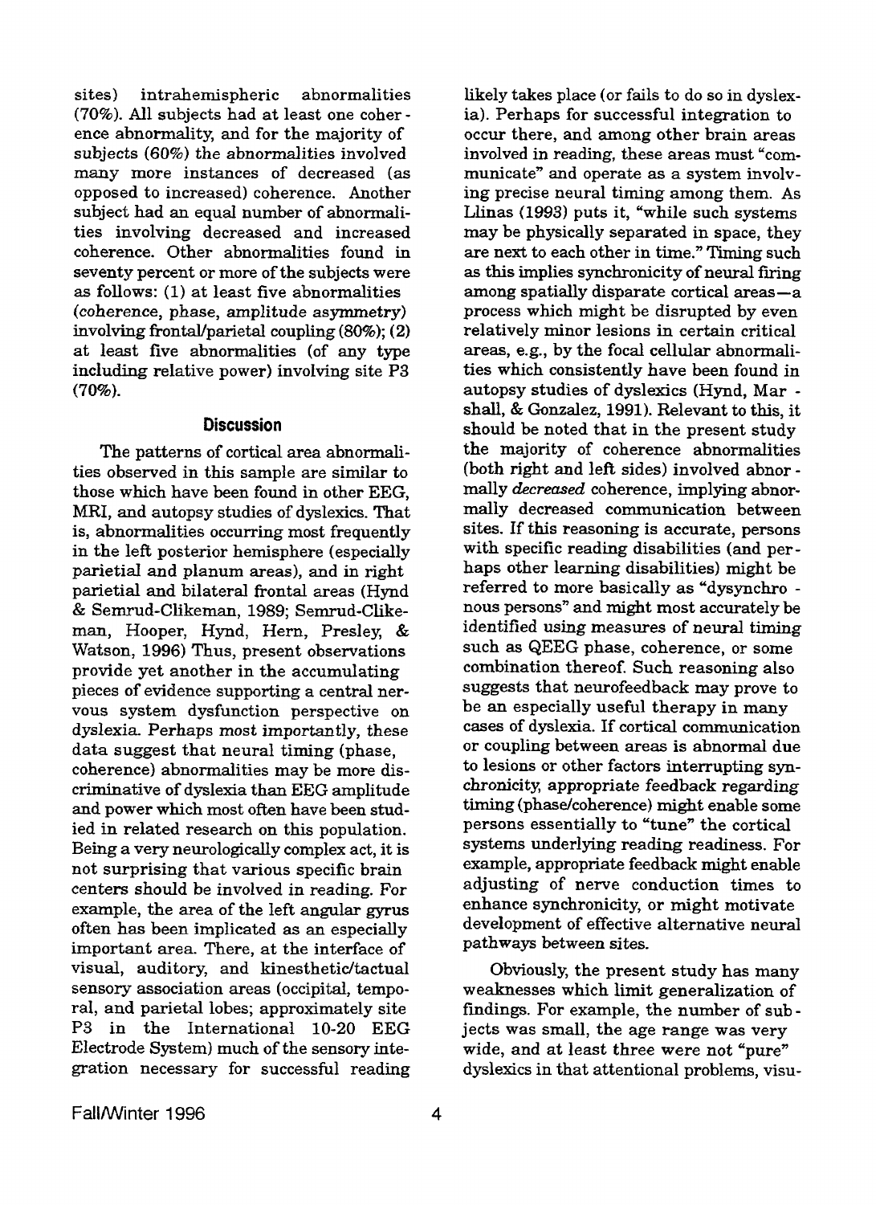sites) intrahemispheric abnormalities (70%). All subjects had at least one coherence abnormality, and for the majority of subjects (60%) the abnormalities involved many more instances of decreased (as opposed to increased) coherence. Another subject had an equal number of abnormalities involving decreased and increased coherence. Other abnormalities found in seventy percent or more of the subjects were as follows: (1) at least five abnormalities (coherence, phase, amplitude asymmetry) involving frontal/parietal coupling (80%); (2) at least five abnormalities (of any type including relative power) involving site P3 (70%).

## Discussion

The patterns of cortical area abnormalities observed in this sample are similar to those which have been found in other EEG, MRI, and autopsy studies of dyslexics. That is, abnormalities occurring most frequently in the left posterior hemisphere (especially parietial and planum areas), and in right parietial and bilateral frontal areas (Hynd & Semrud-Clikeman, 1989; Semrud-Clikeman, Hooper, Hynd, Hern, Presley, & Watson, 1996) Thus, present observations provide yet another in the accumulating pieces of evidence supporting a central nervous system dysfunction perspective on dyslexia. Perhaps most importantly, these data suggest that neural timing (phase, coherence) abnormalities may be more discriminative of dyslexia than EEG amplitude and power which most often have been studied in related research on this population. Being a very neurologically complex act, it is not surprising that various specific brain centers should be involved in reading. For example, the area of the left angular gyrus often has been implicated as an especially important area. There, at the interface of visual, auditory, and kinesthetic/tactual sensory association areas (occipital, temporal, and parietal lobes; approximately site P3 in the International 10-20 EEG Electrode System) much of the sensory integration necessary for successful reading likely takes place (or fails to do so in dyslexia). Perhaps for successful integration to occur there, and among other brain areas involved in reading, these areas must "communicate" and operate as a system involving precise neural timing among them. As Llinas (1993) puts it, "while such systems may be physically separated in space, they are next to each other in time." Timing such as this implies synchronicity of neural firing among spatially disparate cortical areas—a process which might be disrupted by even relatively minor lesions in certain critical areas, e.g., by the focal cellular abnormalities which consistently have been found in autopsy studies of dyslexics (Hynd, Marshall, & Gonzalez, 1991). Relevant to this, it should be noted that in the present study the majority of coherence abnormalities (both right and left sides) involved abnormally *decreased* coherence, implying abnormally decreased communication between sites. If this reasoning is accurate, persons with specific reading disabilities (and perhaps other learning disabilities) might be referred to more basically as "dysynchronous persons" and might most accurately be identified using measures of neural timing such as QEEG phase, coherence, or some combination thereof. Such reasoning also suggests that neurofeedback may prove to be an especially useful therapy in many cases of dyslexia. If cortical communication or coupling between areas is abnormal due to lesions or other factors interrupting synchronicity, appropriate feedback regarding timing (phase/coherence) might enable some persons essentially to "tune" the cortical systems underlying reading readiness. For example, appropriate feedback might enable adjusting of nerve conduction times to enhance synchronicity, or might motivate development of effective alternative neural pathways between sites.

Obviously, the present study has many weaknesses which limit generalization of findings. For example, the number of subjects was small, the age range was very wide, and at least three were not "pure" dyslexics in that attentional problems, visu-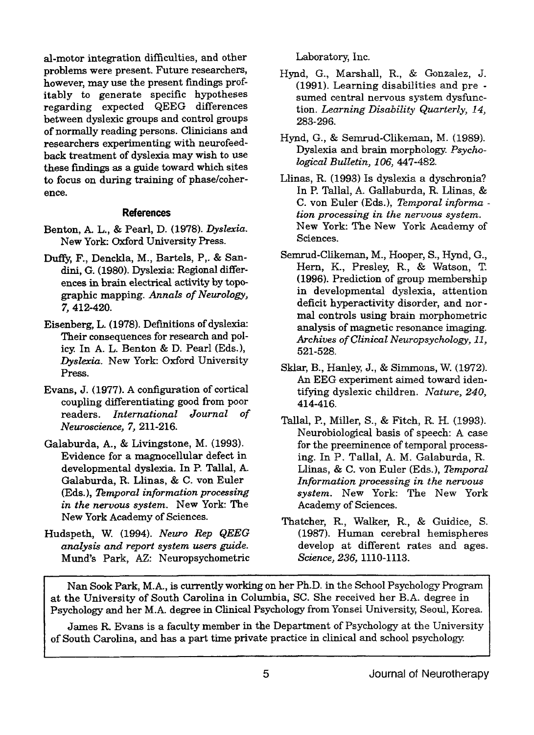al-motor integration difficulties, and other problems were present. Future researchers, however, may use the present findings profitably to generate specific hypotheses regarding expected QEEG differences between dyslexic groups and control groups of normally reading persons. Clinicians and researchers experimenting with neurofeedback treatment of dyslexia may wish to use these findings as a guide toward which sites to focus on during training of phase/coherence.

## References

Benton, A. L., & Pearl, D. (1978). *Dyslexia.* New York: Oxford University Press.

Duffy, F., Denckla, M., Bartels, P,. & Sandini, G. (1980). Dyslexia: Regional differences in brain electrical activity by topographic mapping. *Annals of Neurology, 7,* 412-420.

Eisenberg, L. (1978). Definitions of dyslexia: Their consequences for research and policy. In A. L. Benton & D. Pearl (Eds.), *Dyslexia.* New York: Oxford University Press.

Evans, J. (1977). A configuration of cortical coupling differentiating good from poor readers. *International Journal of Neuroscience, 7,* 211-216.

Galaburda, A., & Livingstone, M. (1993). Evidence for a magnocellular defect in developmental dyslexia. In P. Tallal, A. Galaburda, R. Llinas, & C. von Euler (Eds.), *Temporal information processing in the nervous system.* New York: The New York Academy of Sciences.

Hudspeth, W. (1994). *Neuro Rep QEEG analysis and report system users guide.* Mund's Park, AZ: Neuropsychometric Laboratory, Inc.

Hynd, G., Marshall, R., & Gonzalez, J. (1991). Learning disabilities and presumed central nervous system dysfunction. *Learning Disability Quarterly, 14,* 283-296.

Hynd, G., & Semrud-Clikeman, M. (1989). Dyslexia and brain morphology. *Psychological Bulletin, 106,* 447-482.

Llinas, R. (1993) Is dyslexia a dyschronia? In P. Tallal, A. Gallaburda, R. Llinas, & C. von Euler (Eds.), *Temporal information processing in the nervous system.* New York: The New York Academy of Sciences.

Semrud-Clikeman, M., Hooper, S., Hynd, G., Hern, K., Presley, R., & Watson, T. (1996). Prediction of group membership in developmental dyslexia, attention deficit hyperactivity disorder, and normal controls using brain morphometric analysis of magnetic resonance imaging. *Archives of Clinical Neuropsychology, 11,* 521-528.

Sklar, B., Hanley, J., & Simmons, W. (1972). An EEG experiment aimed toward identifying dyslexic children. *Nature, 240,* 414-416.

Tallal, P., Miller, S., & Fitch, R. H. (1993). Neurobiological basis of speech: A case for the preeminence of temporal processing. In P. Tallal, A. M. Galaburda, R. Llinas, & C. von Euler (Eds.), *Temporal Information processing in the nervous system.* New York: The New York Academy of Sciences.

Thatcher, R., Walker, R., & Guidice, S. (1987). Human cerebral hemispheres develop at different rates and ages. *Science, 236,* 1110-1113.

---

Nan Sook Park, M.A., is currently working on her Ph.D. in the School Psychology Program at the University of South Carolina in Columbia, SC. She received her B.A. degree in Psychology and her M.A. degree in Clinical Psychology from Yonsei University, Seoul, Korea.

James R. Evans is a faculty member in the Department of Psychology at the University of South Carolina, and has a part time private practice in clinical and school psychology.